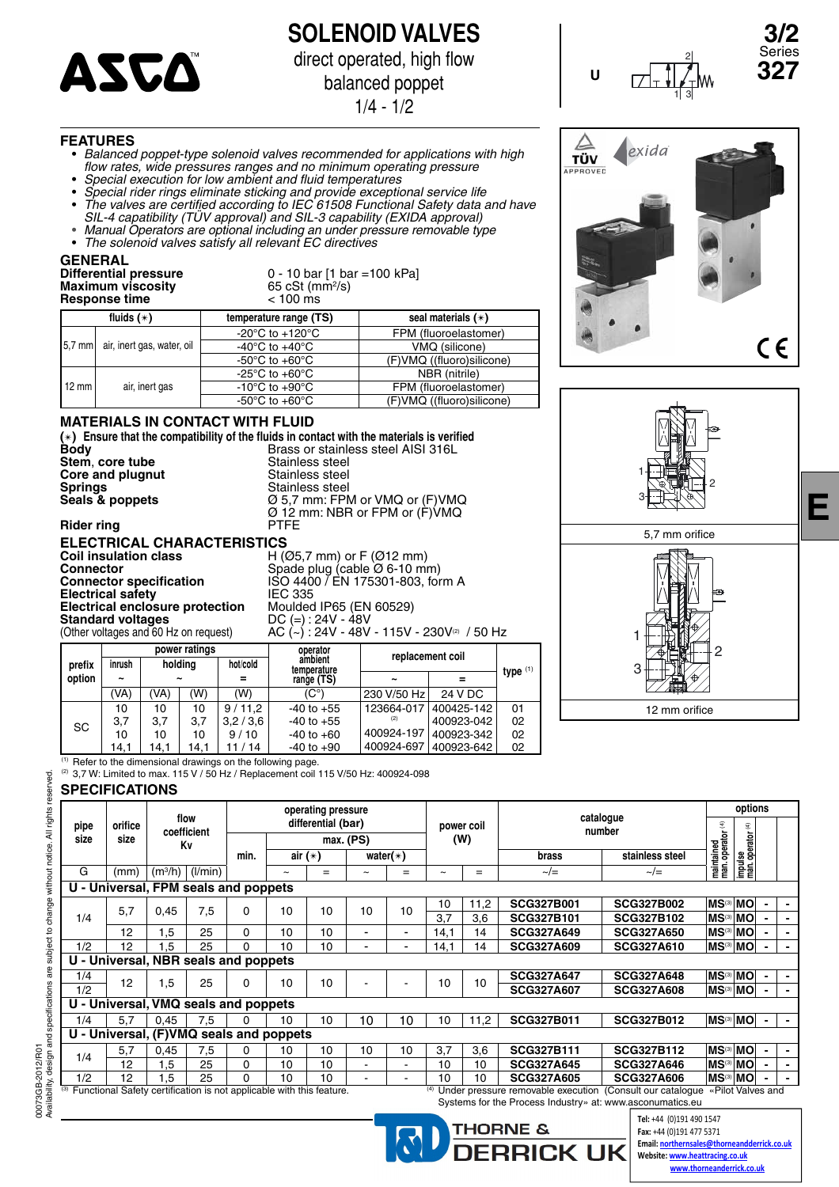# SOLENOID VALVES

direct operated, high flow
balanced poppet
1/4 - 1/2

**3/2** Series **327**

U

## FEATURES

- *Balanced poppet-type solenoid valves recommended for applications with high flow rates, wide pressures ranges and no minimum operating pressure*
- *Special execution for low ambient and fluid temperatures*
- *Special rider rings eliminate sticking and provide exceptional service life*
- *The valves are certified according to IEC 61508 Functional Safety data and have SIL-4 capability (TÜV approval) and SIL-3 capability (EXIDA approval)*
- *Manual Operators are optional including an under pressure removable type*
- *The solenoid valves satisfy all relevant EC directives*

## GENERAL

| | |
|---|---|
| **Differential pressure** | 0 - 10 bar [1 bar =100 kPa] |
| **Maximum viscosity** | 65 cSt (mm²/s) |
| **Response time** | < 100 ms |

| | fluids (∗) | temperature range (TS) | seal materials (∗) |
|---|---|---|---|
| 5,7 mm | air, inert gas, water, oil | -20°C to +120°C | FPM (fluoroelastomer) |
| | | -40°C to +40°C | VMQ (silicone) |
| | | -50°C to +60°C | (F)VMQ ((fluoro)silicone) |
| 12 mm | air, inert gas | -25°C to +60°C | NBR (nitrile) |
| | | -10°C to +90°C | FPM (fluoroelastomer) |
| | | -50°C to +60°C | (F)VMQ ((fluoro)silicone) |

## MATERIALS IN CONTACT WITH FLUID

**(∗) Ensure that the compatibility of the fluids in contact with the materials is verified**

| | |
|---|---|
| **Body** | Brass or stainless steel AISI 316L |
| **Stem, core tube** | Stainless steel |
| **Core and plugnut** | Stainless steel |
| **Springs** | Stainless steel |
| **Seals & poppets** | Ø 5,7 mm: FPM or VMQ or (F)VMQ<br>Ø 12 mm: NBR or FPM or (F)VMQ |
| **Rider ring** | PTFE |

## ELECTRICAL CHARACTERISTICS

| | |
|---|---|
| **Coil insulation class** | H (Ø5,7 mm) or F (Ø12 mm) |
| **Connector** | Spade plug (cable Ø 6-10 mm) |
| **Connector specification** | ISO 4400 / EN 175301-803, form A |
| **Electrical safety** | IEC 335 |
| **Electrical enclosure protection** | Moulded IP65 (EN 60529) |
| **Standard voltages** | DC (=) : 24V - 48V |
| (Other voltages and 60 Hz on request) | AC (~) : 24V - 48V - 115V - 230V[2] / 50 Hz |

| prefix option | power ratings | | | | operator ambient temperature range (TS) | replacement coil | | type [1] |
|---|---|---|---|---|---|---|---|---|
| | inrush ~ | holding ~ | | hot/cold = | | ~ | = | |
| | (VA) | (VA) | (W) | (W) | (C°) | 230 V/50 Hz | 24 V DC | |
| SC | 10 | 10 | 10 | 9 / 11,2 | -40 to +55 | 123664-017 | 400425-142 | 01 |
| | 3,7 | 3,7 | 3,7 | 3,2 / 3,6 | -40 to +55 | [2] | 400923-042 | 02 |
| | 10 | 10 | 10 | 9 / 10 | -40 to +60 | 400924-197 | 400923-342 | 02 |
| | 14,1 | 14,1 | 14,1 | 11 / 14 | -40 to +90 | 400924-697 | 400923-642 | 02 |

[1] Refer to the dimensional drawings on the following page.
[2] 3,7 W: Limited to max. 115 V / 50 Hz / Replacement coil 115 V/50 Hz: 400924-098

5,7 mm orifice

12 mm orifice

## SPECIFICATIONS

| pipe size | orifice size | flow coefficient Kv | | operating pressure differential (bar) | | | | | power coil (W) | | catalogue number | | options | | | |
|---|---|---|---|---|---|---|---|---|---|---|---|---|---|---|---|---|
| | | | | min. | max. (PS) air (∗) | | water(∗) | | | | brass | stainless steel | maintained man. operator [4] | impulse man. operator [4] | | |
| G | (mm) | (m³/h) | (l/min) | ~ | ~ | = | ~ | = | ~ | = | ~/= | ~/= | | | | |
| **U - Universal, FPM seals and poppets** | | | | | | | | | | | | | | | | |
| 1/4 | 5,7 | 0,45 | 7,5 | 0 | 10 | 10 | 10 | 10 | 10 | 11,2 | SCG327B001 | SCG327B002 | MS[3] | MO | - | - |
| | | | | | | | | | 3,7 | 3,6 | SCG327B101 | SCG327B102 | MS[3] | MO | - | - |
| | 12 | 1,5 | 25 | 0 | 10 | 10 | - | - | 14,1 | 14 | SCG327A649 | SCG327A650 | MS[3] | MO | - | - |
| 1/2 | 12 | 1,5 | 25 | 0 | 10 | 10 | - | - | 14,1 | 14 | SCG327A609 | SCG327A610 | MS[3] | MO | - | - |
| **U - Universal, NBR seals and poppets** | | | | | | | | | | | | | | | | |
| 1/4 | 12 | 1,5 | 25 | 0 | 10 | 10 | - | - | 10 | 10 | SCG327A647 | SCG327A648 | MS[3] | MO | - | - |
| 1/2 | | | | | | | | | | | SCG327A607 | SCG327A608 | MS[3] | MO | - | - |
| **U - Universal, VMQ seals and poppets** | | | | | | | | | | | | | | | | |
| 1/4 | 5,7 | 0,45 | 7,5 | 0 | 10 | 10 | 10 | 10 | 10 | 11,2 | SCG327B011 | SCG327B012 | MS[3] | MO | - | - |
| **U - Universal, (F)VMQ seals and poppets** | | | | | | | | | | | | | | | | |
| 1/4 | 5,7 | 0,45 | 7,5 | 0 | 10 | 10 | 10 | 10 | 3,7 | 3,6 | SCG327B111 | SCG327B112 | MS[3] | MO | - | - |
| | 12 | 1,5 | 25 | 0 | 10 | 10 | - | - | 10 | 10 | SCG327A645 | SCG327A646 | MS[3] | MO | - | - |
| 1/2 | 12 | 1,5 | 25 | 0 | 10 | 10 | - | - | 10 | 10 | SCG327A605 | SCG327A606 | MS[3] | MO | - | - |

[3] Functional Safety certification is not applicable with this feature.
[4] Under pressure removable execution (Consult our catalogue «Pilot Valves and Systems for the Process Industry» at: www.asconumatics.eu

00073GB-2012/R01
Availability, design and specifications are subject to change without notice. All rights reserved.

THORNE & DERRICK UK
Tel: +44 (0)191 490 1547
Fax: +44 (0)191 477 5371
Email: northernsales@thorneandderrick.co.uk
Website: www.heattracing.co.uk
www.thorneandderrick.co.uk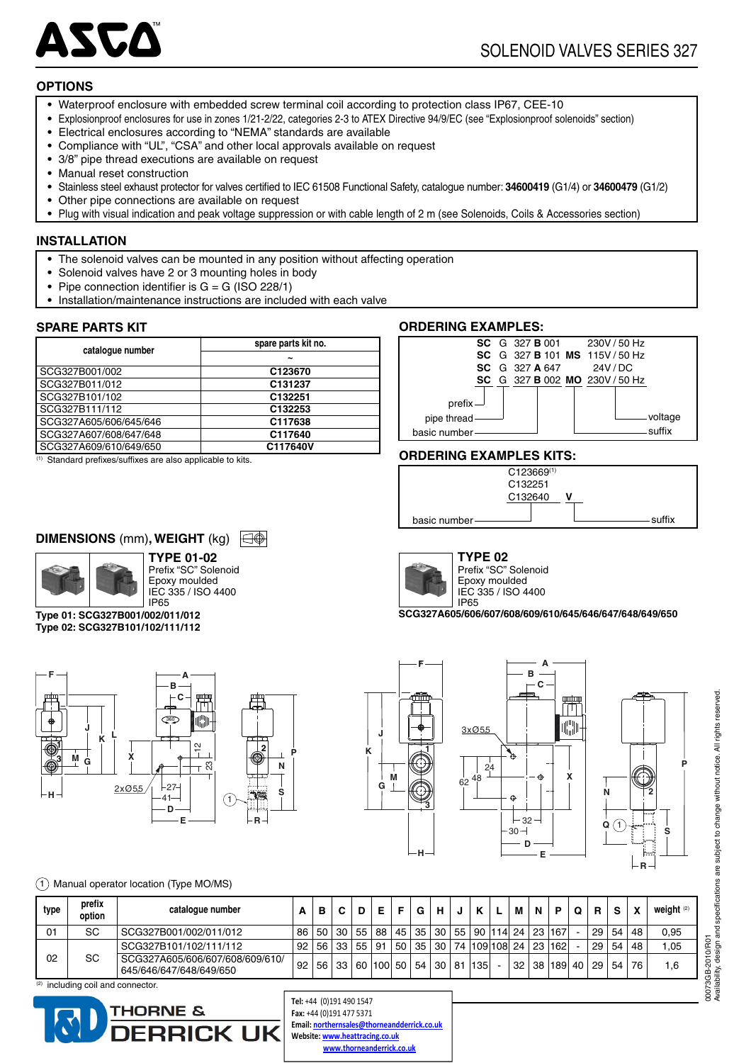# SOLENOID VALVES SERIES 327

## OPTIONS

- Waterproof enclosure with embedded screw terminal coil according to protection class IP67, CEE-10
- Explosionproof enclosures for use in zones 1/21-2/22, categories 2-3 to ATEX Directive 94/9/EC (see "Explosionproof solenoids" section)
- Electrical enclosures according to "NEMA" standards are available
- Compliance with "UL", "CSA" and other local approvals available on request
- 3/8" pipe thread executions are available on request
- Manual reset construction
- Stainless steel exhaust protector for valves certified to IEC 61508 Functional Safety, catalogue number: **34600419** (G1/4) or **34600479** (G1/2)
- Other pipe connections are available on request
- Plug with visual indication and peak voltage suppression or with cable length of 2 m (see Solenoids, Coils & Accessories section)

## INSTALLATION

- The solenoid valves can be mounted in any position without affecting operation
- Solenoid valves have 2 or 3 mounting holes in body
- Pipe connection identifier is G = G (ISO 228/1)
- Installation/maintenance instructions are included with each valve

## SPARE PARTS KIT

| catalogue number | spare parts kit no. ~ |
|---|---|
| SCG327B001/002 | **C123670** |
| SCG327B011/012 | **C131237** |
| SCG327B101/102 | **C132251** |
| SCG327B111/112 | **C132253** |
| SCG327A605/606/645/646 | **C117638** |
| SCG327A607/608/647/648 | **C117640** |
| SCG327A609/610/649/650 | **C117640V** |

(1) Standard prefixes/suffixes are also applicable to kits.

## ORDERING EXAMPLES:

**SC** G 327 **B** 001 230V / 50 Hz
**SC** G 327 **B** 101 **MS** 115V / 50 Hz
**SC** G 327 **A** 647 24V / DC
**SC** G 327 **B** 002 **MO** 230V / 50 Hz

prefix, pipe thread, basic number, voltage, suffix

## ORDERING EXAMPLES KITS:

C123669[1]
C132251
C132640 **V**

basic number, suffix

## DIMENSIONS (mm), WEIGHT (kg)

### TYPE 01-02
Prefix "SC" Solenoid
Epoxy moulded
IEC 335 / ISO 4400
IP65

**Type 01: SCG327B001/002/011/012**
**Type 02: SCG327B101/102/111/112**

### TYPE 02
Prefix "SC" Solenoid
Epoxy moulded
IEC 335 / ISO 4400
IP65

**SCG327A605/606/607/608/609/610/645/646/647/648/649/650**

F, A, B, C, J, K, L, M, G, H, X, 2xØ5,5, 27, 41, 12, 23, D, E, P, N, S, R, 1, 2, 3

F, A, B, C, J, K, M, G, H, 3xØ5,5, 24, 62, 48, 32, 30, D, E, X, P, N, Q, S, R, 1, 2, 3

(1) Manual operator location (Type MO/MS)

| type | prefix option | catalogue number | A | B | C | D | E | F | G | H | J | K | L | M | N | P | Q | R | S | X | weight [2] |
|---|---|---|---|---|---|---|---|---|---|---|---|---|---|---|---|---|---|---|---|---|---|
| 01 | SC | SCG327B001/002/011/012 | 86 | 50 | 30 | 55 | 88 | 45 | 35 | 30 | 55 | 90 | 114 | 24 | 23 | 167 | - | 29 | 54 | 48 | 0,95 |
| 02 | SC | SCG327B101/102/111/112 | 92 | 56 | 33 | 55 | 91 | 50 | 35 | 30 | 74 | 109 | 108 | 24 | 23 | 162 | - | 29 | 54 | 48 | 1,05 |
| | | SCG327A605/606/607/608/609/610/645/646/647/648/649/650 | 92 | 56 | 33 | 60 | 100 | 50 | 54 | 30 | 81 | 135 | - | 32 | 38 | 189 | 40 | 29 | 54 | 76 | 1,6 |

(2) including coil and connector.

THORNE & DERRICK UK

Tel: +44 (0)191 490 1547
Fax: +44 (0)191 477 5371
Email: northernsales@thorneandderrick.co.uk
Website: www.heattracing.co.uk
www.thorneandderrick.co.uk

00073GB-2010/R01
Availability, design and specifications are subject to change without notice. All rights reserved.